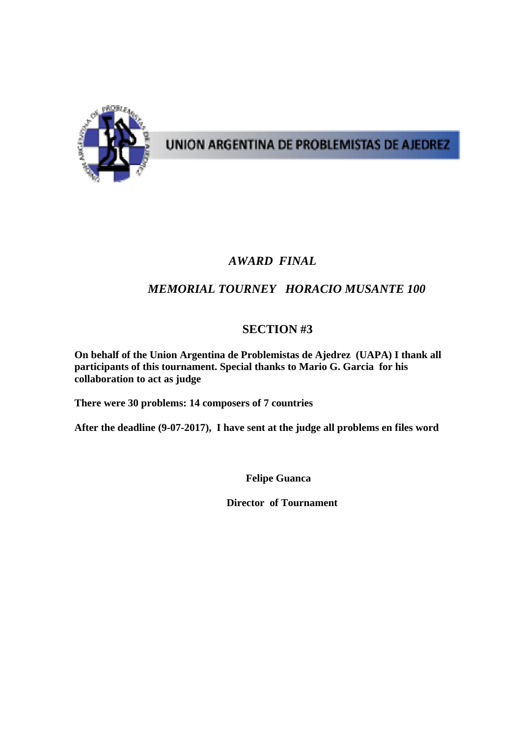UNION ARGENTINA DE PROBLEMISTAS DE AJEDREZ

## *AWARD FINAL*

## *MEMORIAL TOURNEY HORACIO MUSANTE 100*

## SECTION #3

**On behalf of the Union Argentina de Problemistas de Ajedrez (UAPA) I thank all participants of this tournament. Special thanks to Mario G. Garcia for his collaboration to act as judge**

**There were 30 problems: 14 composers of 7 countries**

**After the deadline (9-07-2017), I have sent at the judge all problems en files word**

**Felipe Guanca**

**Director of Tournament**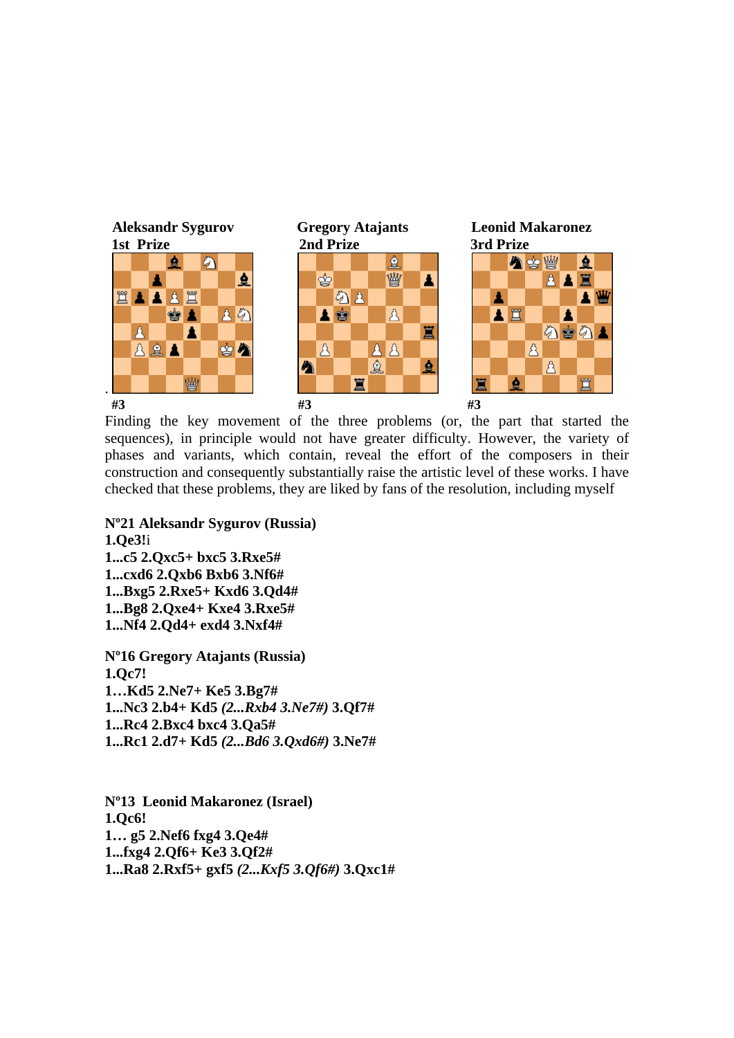**Aleksandr Sygurov**
**1st Prize**

#3

**Gregory Atajants**
**2nd Prize**

#3

**Leonid Makaronez**
**3rd Prize**

#3

Finding the key movement of the three problems (or, the part that started the sequences), in principle would not have greater difficulty. However, the variety of phases and variants, which contain, reveal the effort of the composers in their construction and consequently substantially raise the artistic level of these works. I have checked that these problems, they are liked by fans of the resolution, including myself

**Nº21 Aleksandr Sygurov (Russia)**
**1.Qe3!**¡
**1...c5 2.Qxc5+ bxc5 3.Rxe5#**
**1...cxd6 2.Qxb6 Bxb6 3.Nf6#**
**1...Bxg5 2.Rxe5+ Kxd6 3.Qd4#**
**1...Bg8 2.Qxe4+ Kxe4 3.Rxe5#**
**1...Nf4 2.Qd4+ exd4 3.Nxf4#**

**Nº16 Gregory Atajants (Russia)**
**1.Qc7!**
**1…Kd5 2.Ne7+ Ke5 3.Bg7#**
**1...Nc3 2.b4+ Kd5** ***(2...Rxb4 3.Ne7#)*** **3.Qf7#**
**1...Rc4 2.Bxc4 bxc4 3.Qa5#**
**1...Rc1 2.d7+ Kd5** ***(2...Bd6 3.Qxd6#)*** **3.Ne7#**

**Nº13 Leonid Makaronez (Israel)**
**1.Qc6!**
**1… g5 2.Nef6 fxg4 3.Qe4#**
**1...fxg4 2.Qf6+ Ke3 3.Qf2#**
**1...Ra8 2.Rxf5+ gxf5** ***(2...Kxf5 3.Qf6#)*** **3.Qxc1#**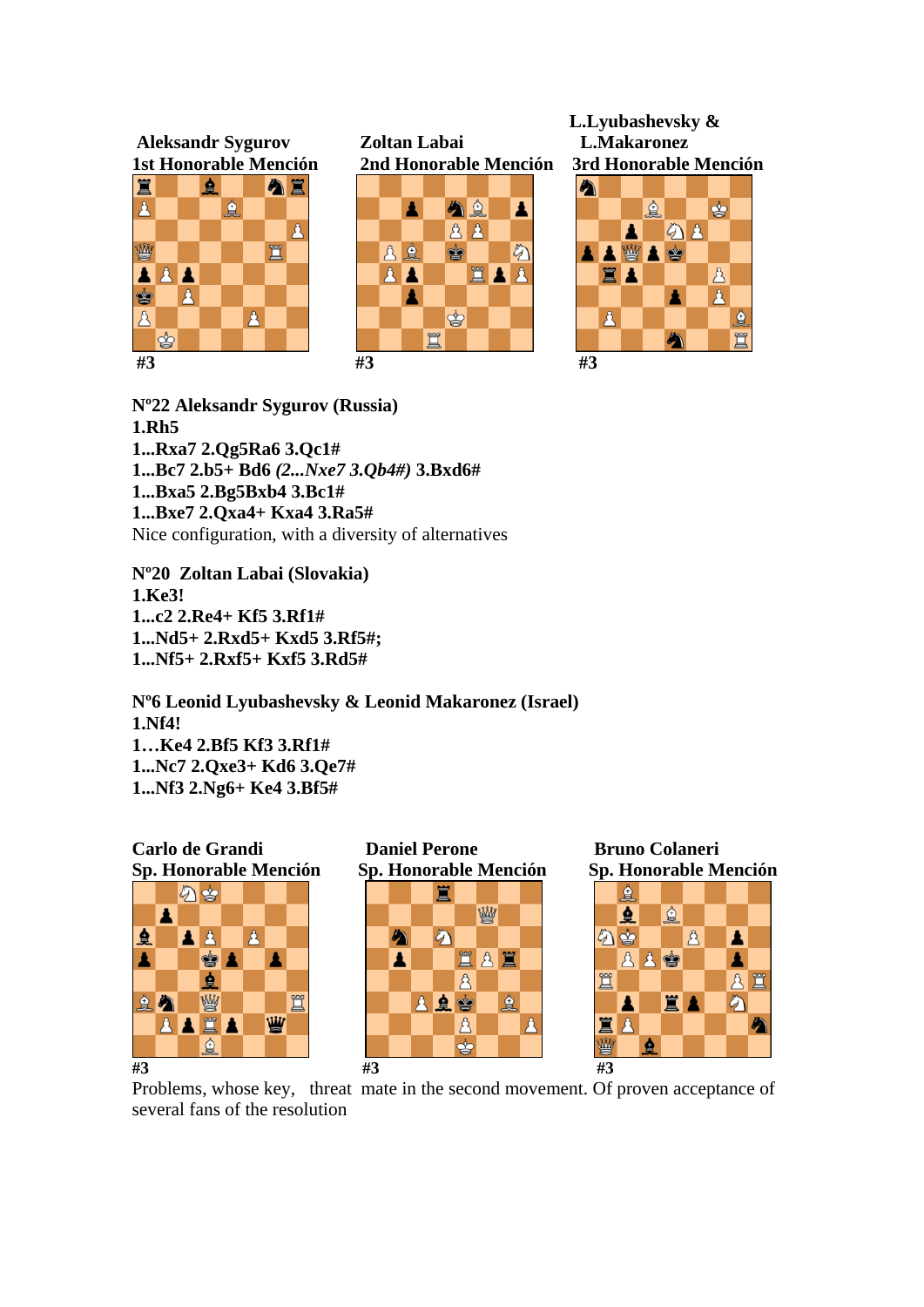**Aleksandr Sygurov**
**1st Honorable Mención**

#3

**Zoltan Labai**
**2nd Honorable Mención**

#3

**L.Lyubashevsky &**
**L.Makaronez**
**3rd Honorable Mención**

#3

**Nº22 Aleksandr Sygurov (Russia)**
**1.Rh5**
**1...Rxa7 2.Qg5Ra6 3.Qc1#**
**1...Bc7 2.b5+ Bd6** ***(2...Nxe7 3.Qb4#)*** **3.Bxd6#**
**1...Bxa5 2.Bg5Bxb4 3.Bc1#**
**1...Bxe7 2.Qxa4+ Kxa4 3.Ra5#**
Nice configuration, with a diversity of alternatives

**Nº20 Zoltan Labai (Slovakia)**
**1.Ke3!**
**1...c2 2.Re4+ Kf5 3.Rf1#**
**1...Nd5+ 2.Rxd5+ Kxd5 3.Rf5#;**
**1...Nf5+ 2.Rxf5+ Kxf5 3.Rd5#**

**Nº6 Leonid Lyubashevsky & Leonid Makaronez (Israel)**
**1.Nf4!**
**1…Ke4 2.Bf5 Kf3 3.Rf1#**
**1...Nc7 2.Qxe3+ Kd6 3.Qe7#**
**1...Nf3 2.Ng6+ Ke4 3.Bf5#**

**Carlo de Grandi**
**Sp. Honorable Mención**

#3

**Daniel Perone**
**Sp. Honorable Mención**

#3

**Bruno Colaneri**
**Sp. Honorable Mención**

#3

Problems, whose key, threat mate in the second movement. Of proven acceptance of several fans of the resolution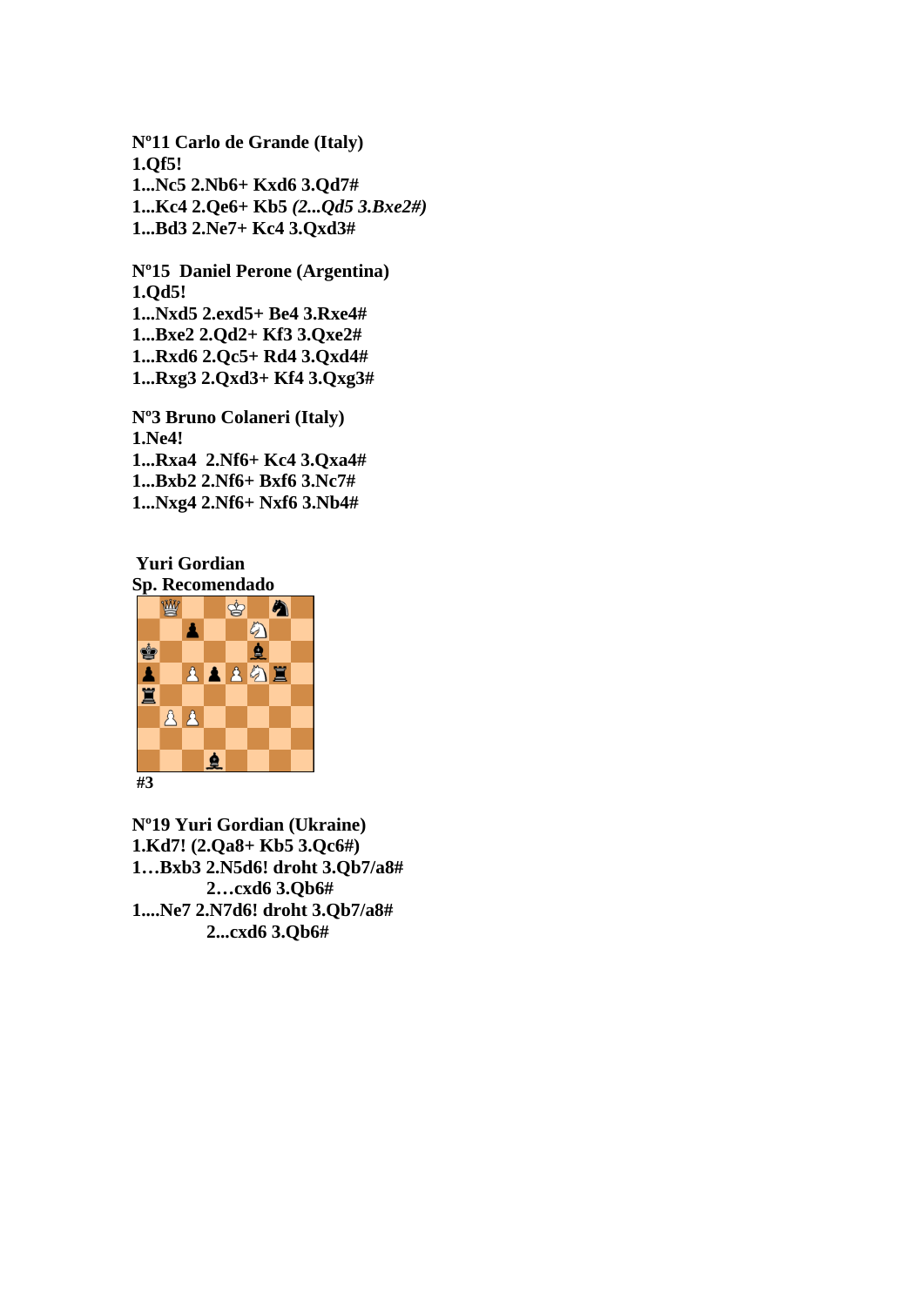**Nº11 Carlo de Grande (Italy)**
**1.Qf5!**
**1...Nc5 2.Nb6+ Kxd6 3.Qd7#**
**1...Kc4 2.Qe6+ Kb5** ***(2...Qd5 3.Bxe2#)***
**1...Bd3 2.Ne7+ Kc4 3.Qxd3#**

**Nº15 Daniel Perone (Argentina)**
**1.Qd5!**
**1...Nxd5 2.exd5+ Be4 3.Rxe4#**
**1...Bxe2 2.Qd2+ Kf3 3.Qxe2#**
**1...Rxd6 2.Qc5+ Rd4 3.Qxd4#**
**1...Rxg3 2.Qxd3+ Kf4 3.Qxg3#**

**Nº3 Bruno Colaneri (Italy)**
**1.Ne4!**
**1...Rxa4 2.Nf6+ Kc4 3.Qxa4#**
**1...Bxb2 2.Nf6+ Bxf6 3.Nc7#**
**1...Nxg4 2.Nf6+ Nxf6 3.Nb4#**

**Yuri Gordian**
**Sp. Recomendado**

**#3**

**Nº19 Yuri Gordian (Ukraine)**
**1.Kd7! (2.Qa8+ Kb5 3.Qc6#)**
**1…Bxb3 2.N5d6! droht 3.Qb7/a8#**
**2…cxd6 3.Qb6#**
**1....Ne7 2.N7d6! droht 3.Qb7/a8#**
**2...cxd6 3.Qb6#**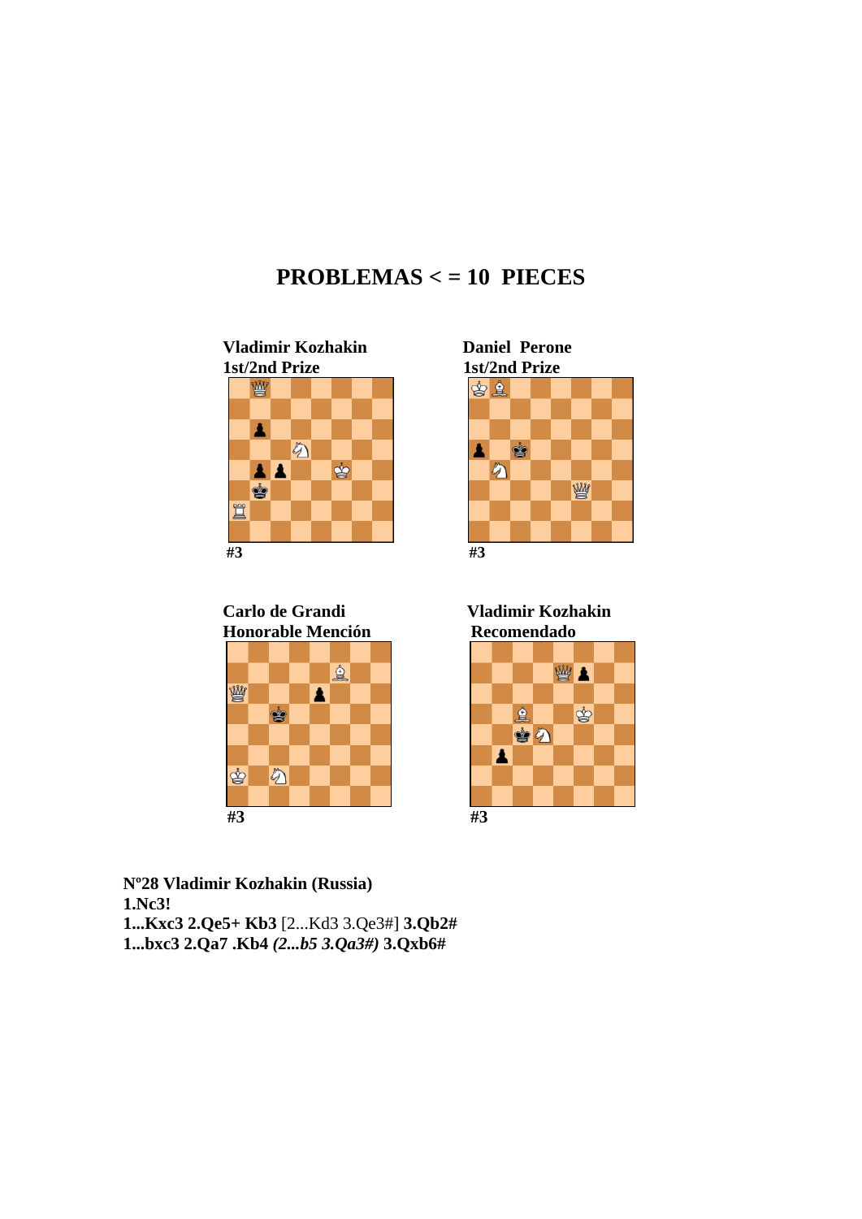# PROBLEMAS < = 10 PIECES

**Vladimir Kozhakin**
**1st/2nd Prize**

#3

**Daniel Perone**
**1st/2nd Prize**

#3

**Carlo de Grandi**
**Honorable Mención**

#3

**Vladimir Kozhakin**
**Recomendado**

#3

**Nº28 Vladimir Kozhakin (Russia)**
**1.Nc3!**
**1...Kxc3 2.Qe5+ Kb3** [2...Kd3 3.Qe3#] **3.Qb2#**
**1...bxc3 2.Qa7 .Kb4** ***(2...b5 3.Qa3#)*** **3.Qxb6#**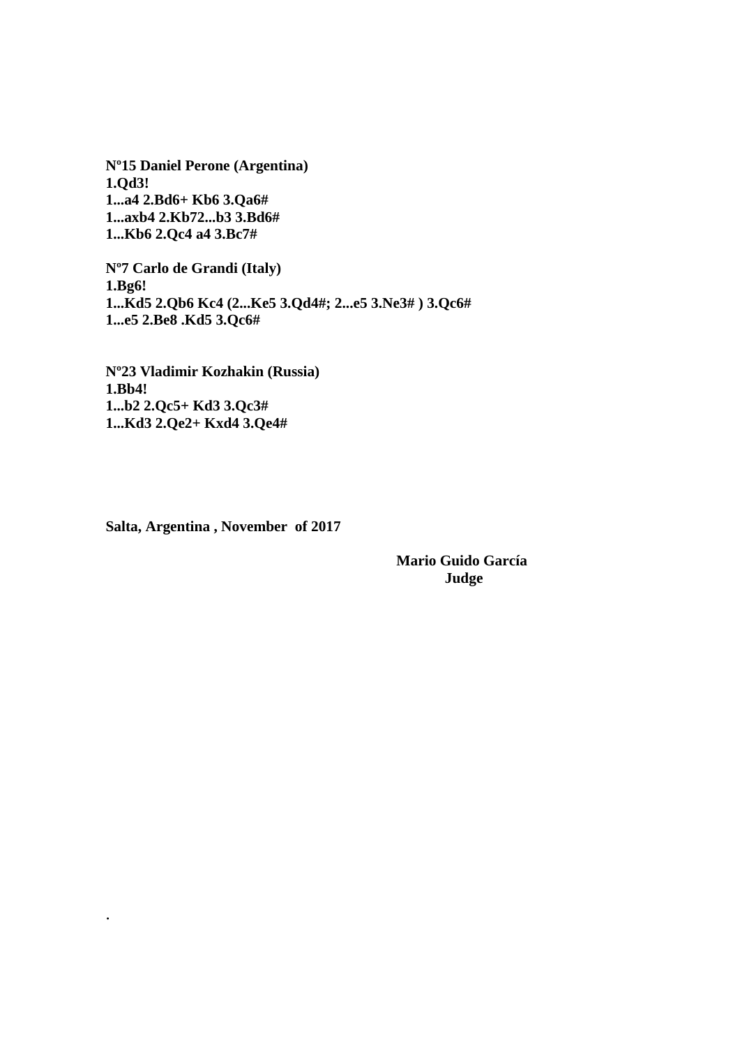**Nº15 Daniel Perone (Argentina)**
**1.Qd3!**
**1...a4 2.Bd6+ Kb6 3.Qa6#**
**1...axb4 2.Kb72...b3 3.Bd6#**
**1...Kb6 2.Qc4 a4 3.Bc7#**

**Nº7 Carlo de Grandi (Italy)**
**1.Bg6!**
**1...Kd5 2.Qb6 Kc4 (2...Ke5 3.Qd4#; 2...e5 3.Ne3# ) 3.Qc6#**
**1...e5 2.Be8 .Kd5 3.Qc6#**

**Nº23 Vladimir Kozhakin (Russia)**
**1.Bb4!**
**1...b2 2.Qc5+ Kd3 3.Qc3#**
**1...Kd3 2.Qe2+ Kxd4 3.Qe4#**

**Salta, Argentina , November of 2017**

**Mario Guido García**
**Judge**

.